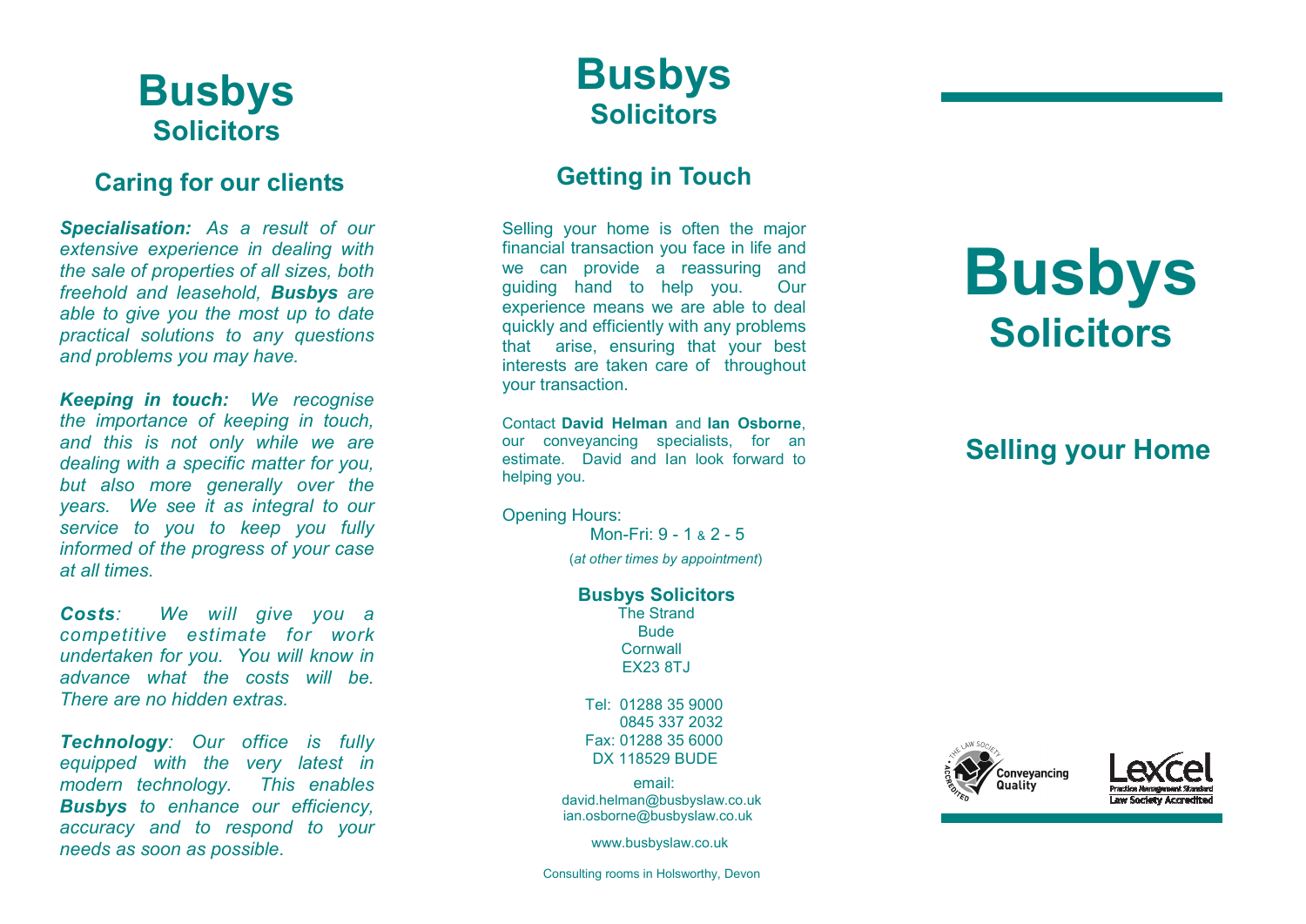# Busbys
## Solicitors

### Caring for our clients

***Specialisation:*** *As a result of our extensive experience in dealing with the sale of properties of all sizes, both freehold and leasehold,* ***Busbys*** *are able to give you the most up to date practical solutions to any questions and problems you may have.*

***Keeping in touch:*** *We recognise the importance of keeping in touch, and this is not only while we are dealing with a specific matter for you, but also more generally over the years. We see it as integral to our service to you to keep you fully informed of the progress of your case at all times.*

***Costs****: We will give you a competitive estimate for work undertaken for you. You will know in advance what the costs will be. There are no hidden extras.*

***Technology****: Our office is fully equipped with the very latest in modern technology. This enables* ***Busbys*** *to enhance our efficiency, accuracy and to respond to your needs as soon as possible.*

# Busbys
## Solicitors

### Getting in Touch

Selling your home is often the major financial transaction you face in life and we can provide a reassuring and guiding hand to help you. Our experience means we are able to deal quickly and efficiently with any problems that arise, ensuring that your best interests are taken care of throughout your transaction.

Contact **David Helman** and **Ian Osborne**, our conveyancing specialists, for an estimate. David and Ian look forward to helping you.

Opening Hours:
Mon-Fri: 9 - 1 & 2 - 5
(*at other times by appointment*)

**Busbys Solicitors**
The Strand
Bude
Cornwall
EX23 8TJ

Tel: 01288 35 9000
0845 337 2032
Fax: 01288 35 6000
DX 118529 BUDE

email:
david.helman@busbyslaw.co.uk
ian.osborne@busbyslaw.co.uk

www.busbyslaw.co.uk

Consulting rooms in Holsworthy, Devon

# Busbys
## Solicitors

### Selling your Home

The Law Society Accredited Conveyancing Quality

Lexcel Practice Management Standard Law Society Accredited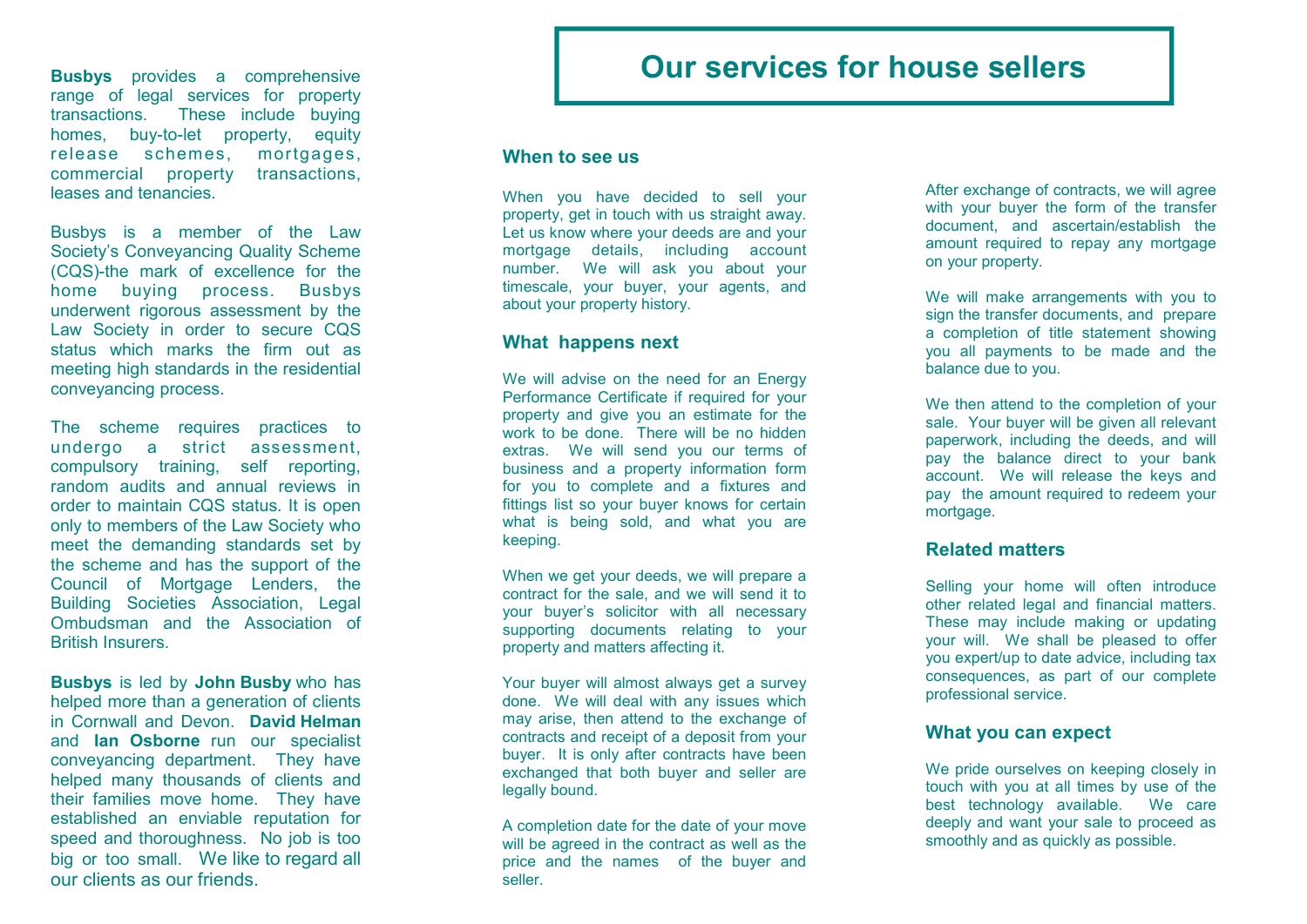**Busbys** provides a comprehensive range of legal services for property transactions. These include buying homes, buy-to-let property, equity release schemes, mortgages, commercial property transactions, leases and tenancies.

Busbys is a member of the Law Society's Conveyancing Quality Scheme (CQS)-the mark of excellence for the home buying process. Busbys underwent rigorous assessment by the Law Society in order to secure CQS status which marks the firm out as meeting high standards in the residential conveyancing process.

The scheme requires practices to undergo a strict assessment, compulsory training, self reporting, random audits and annual reviews in order to maintain CQS status. It is open only to members of the Law Society who meet the demanding standards set by the scheme and has the support of the Council of Mortgage Lenders, the Building Societies Association, Legal Ombudsman and the Association of British Insurers.

**Busbys** is led by **John Busby** who has helped more than a generation of clients in Cornwall and Devon. **David Helman** and **Ian Osborne** run our specialist conveyancing department. They have helped many thousands of clients and their families move home. They have established an enviable reputation for speed and thoroughness. No job is too big or too small. We like to regard all our clients as our friends.

# Our services for house sellers

## When to see us

When you have decided to sell your property, get in touch with us straight away. Let us know where your deeds are and your mortgage details, including account number. We will ask you about your timescale, your buyer, your agents, and about your property history.

## What happens next

We will advise on the need for an Energy Performance Certificate if required for your property and give you an estimate for the work to be done. There will be no hidden extras. We will send you our terms of business and a property information form for you to complete and a fixtures and fittings list so your buyer knows for certain what is being sold, and what you are keeping.

When we get your deeds, we will prepare a contract for the sale, and we will send it to your buyer's solicitor with all necessary supporting documents relating to your property and matters affecting it.

Your buyer will almost always get a survey done. We will deal with any issues which may arise, then attend to the exchange of contracts and receipt of a deposit from your buyer. It is only after contracts have been exchanged that both buyer and seller are legally bound.

A completion date for the date of your move will be agreed in the contract as well as the price and the names of the buyer and seller.

After exchange of contracts, we will agree with your buyer the form of the transfer document, and ascertain/establish the amount required to repay any mortgage on your property.

We will make arrangements with you to sign the transfer documents, and prepare a completion of title statement showing you all payments to be made and the balance due to you.

We then attend to the completion of your sale. Your buyer will be given all relevant paperwork, including the deeds, and will pay the balance direct to your bank account. We will release the keys and pay the amount required to redeem your mortgage.

## Related matters

Selling your home will often introduce other related legal and financial matters. These may include making or updating your will. We shall be pleased to offer you expert/up to date advice, including tax consequences, as part of our complete professional service.

## What you can expect

We pride ourselves on keeping closely in touch with you at all times by use of the best technology available. We care deeply and want your sale to proceed as smoothly and as quickly as possible.